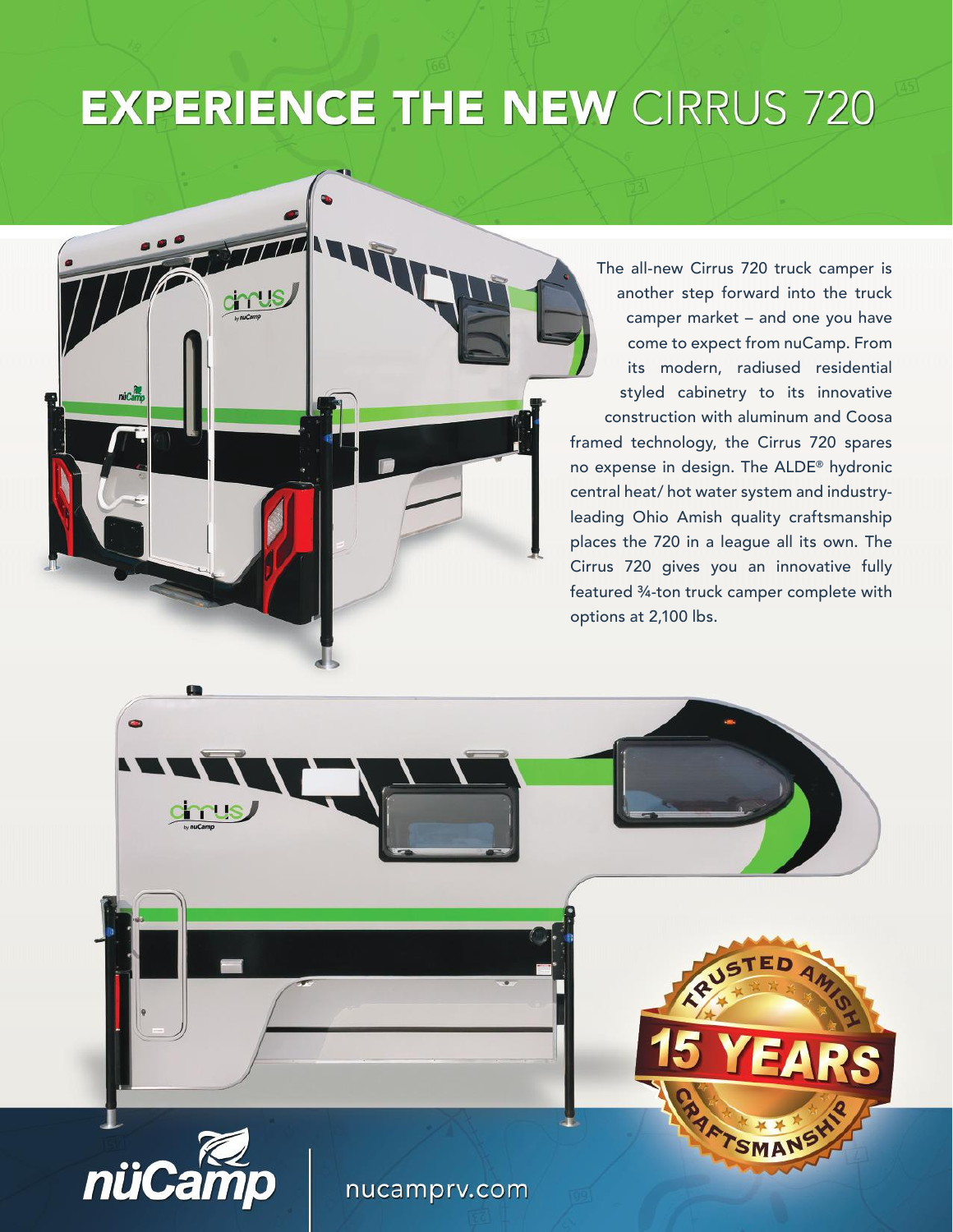# EXPERIENCE THE NEW CIRRUS 720

The all-new Cirrus 720 truck camper is another step forward into the truck camper market – and one you have come to expect from nuCamp. From its modern, radiused residential styled cabinetry to its innovative construction with aluminum and Coosa framed technology, the Cirrus 720 spares no expense in design. The ALDE® hydronic central heat/ hot water system and industry-leading Ohio Amish quality craftsmanship places the 720 in a league all its own. The Cirrus 720 gives you an innovative fully featured ¾-ton truck camper complete with options at 2,100 lbs.

TRUSTED AMISH 15 YEARS CRAFTSMANSHIP

nüCamp | nucamprv.com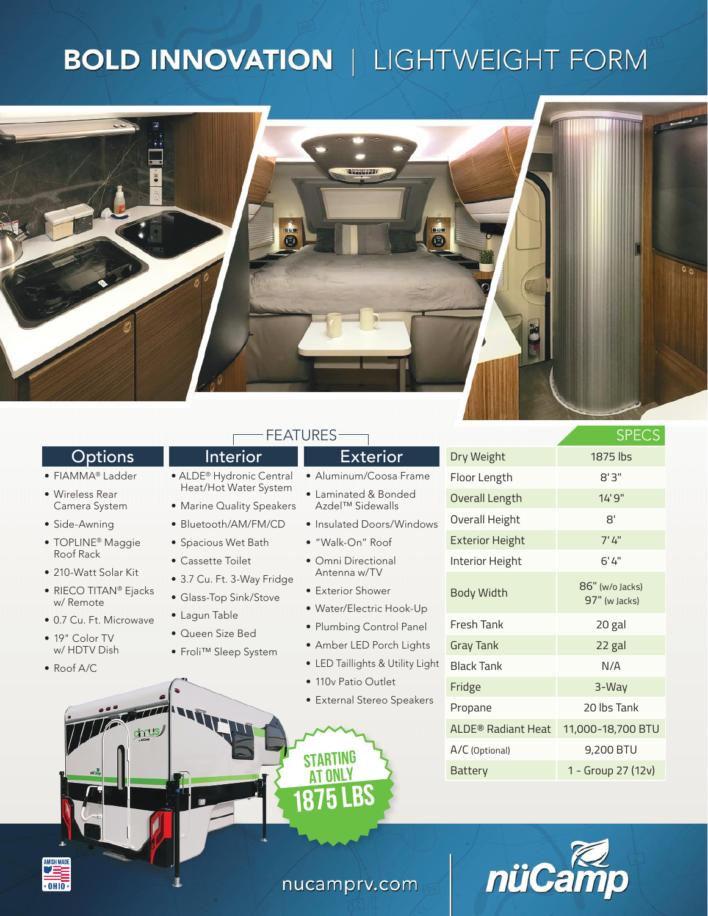# BOLD INNOVATION | LIGHTWEIGHT FORM

## FEATURES

### Options

- FIAMMA® Ladder
- Wireless Rear Camera System
- Side-Awning
- TOPLINE® Maggie Roof Rack
- 210-Watt Solar Kit
- RIECO TITAN® Ejacks w/ Remote
- 0.7 Cu. Ft. Microwave
- 19" Color TV w/ HDTV Dish
- Roof A/C

### Interior

- ALDE® Hydronic Central Heat/Hot Water System
- Marine Quality Speakers
- Bluetooth/AM/FM/CD
- Spacious Wet Bath
- Cassette Toilet
- 3.7 Cu. Ft. 3-Way Fridge
- Glass-Top Sink/Stove
- Lagun Table
- Queen Size Bed
- Froli™ Sleep System

### Exterior

- Aluminum/Coosa Frame
- Laminated & Bonded Azdel™ Sidewalls
- Insulated Doors/Windows
- "Walk-On" Roof
- Omni Directional Antenna w/TV
- Exterior Shower
- Water/Electric Hook-Up
- Plumbing Control Panel
- Amber LED Porch Lights
- LED Taillights & Utility Light
- 110v Patio Outlet
- External Stereo Speakers

## SPECS

| | |
|---|---|
| Dry Weight | 1875 lbs |
| Floor Length | 8' 3" |
| Overall Length | 14' 9" |
| Overall Height | 8' |
| Exterior Height | 7' 4" |
| Interior Height | 6' 4" |
| Body Width | 86" (w/o Jacks) 97" (w Jacks) |
| Fresh Tank | 20 gal |
| Gray Tank | 22 gal |
| Black Tank | N/A |
| Fridge | 3-Way |
| Propane | 20 lbs Tank |
| ALDE® Radiant Heat | 11,000-18,700 BTU |
| A/C (Optional) | 9,200 BTU |
| Battery | 1 - Group 27 (12v) |

STARTING AT ONLY 1875 LBS

AMISH MADE OHIO

nucamprv.com

nüCamp